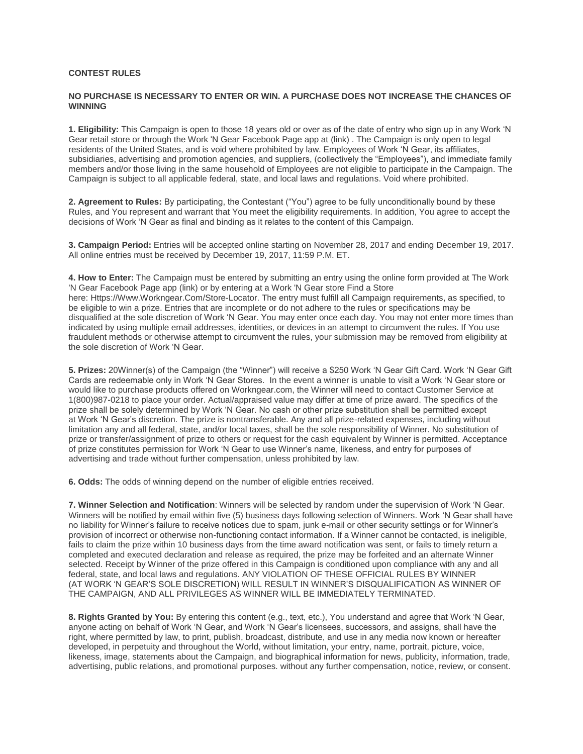**CONTEST RULES**

**NO PURCHASE IS NECESSARY TO ENTER OR WIN. A PURCHASE DOES NOT INCREASE THE CHANCES OF WINNING**

**1. Eligibility:** This Campaign is open to those 18 years old or over as of the date of entry who sign up in any Work 'N Gear retail store or through the Work 'N Gear Facebook Page app at (link) . The Campaign is only open to legal residents of the United States, and is void where prohibited by law. Employees of Work 'N Gear, its affiliates, subsidiaries, advertising and promotion agencies, and suppliers, (collectively the "Employees"), and immediate family members and/or those living in the same household of Employees are not eligible to participate in the Campaign. The Campaign is subject to all applicable federal, state, and local laws and regulations. Void where prohibited.

**2. Agreement to Rules:** By participating, the Contestant ("You") agree to be fully unconditionally bound by these Rules, and You represent and warrant that You meet the eligibility requirements. In addition, You agree to accept the decisions of Work 'N Gear as final and binding as it relates to the content of this Campaign.

**3. Campaign Period:** Entries will be accepted online starting on November 28, 2017 and ending December 19, 2017. All online entries must be received by December 19, 2017, 11:59 P.M. ET.

**4. How to Enter:** The Campaign must be entered by submitting an entry using the online form provided at The Work 'N Gear Facebook Page app (link) or by entering at a Work 'N Gear store Find a Store here: Https://Www.Workngear.Com/Store-Locator. The entry must fulfill all Campaign requirements, as specified, to be eligible to win a prize. Entries that are incomplete or do not adhere to the rules or specifications may be disqualified at the sole discretion of Work 'N Gear. You may enter once each day. You may not enter more times than indicated by using multiple email addresses, identities, or devices in an attempt to circumvent the rules. If You use fraudulent methods or otherwise attempt to circumvent the rules, your submission may be removed from eligibility at the sole discretion of Work 'N Gear.

**5. Prizes:** 20Winner(s) of the Campaign (the "Winner") will receive a $250 Work 'N Gear Gift Card. Work 'N Gear Gift Cards are redeemable only in Work 'N Gear Stores. In the event a winner is unable to visit a Work 'N Gear store or would like to purchase products offered on Workngear.com, the Winner will need to contact Customer Service at 1(800)987-0218 to place your order. Actual/appraised value may differ at time of prize award. The specifics of the prize shall be solely determined by Work 'N Gear. No cash or other prize substitution shall be permitted except at Work 'N Gear's discretion. The prize is nontransferable. Any and all prize-related expenses, including without limitation any and all federal, state, and/or local taxes, shall be the sole responsibility of Winner. No substitution of prize or transfer/assignment of prize to others or request for the cash equivalent by Winner is permitted. Acceptance of prize constitutes permission for Work 'N Gear to use Winner's name, likeness, and entry for purposes of advertising and trade without further compensation, unless prohibited by law.

**6. Odds:** The odds of winning depend on the number of eligible entries received.

**7. Winner Selection and Notification**: Winners will be selected by random under the supervision of Work 'N Gear. Winners will be notified by email within five (5) business days following selection of Winners. Work 'N Gear shall have no liability for Winner's failure to receive notices due to spam, junk e-mail or other security settings or for Winner's provision of incorrect or otherwise non-functioning contact information. If a Winner cannot be contacted, is ineligible, fails to claim the prize within 10 business days from the time award notification was sent, or fails to timely return a completed and executed declaration and release as required, the prize may be forfeited and an alternate Winner selected. Receipt by Winner of the prize offered in this Campaign is conditioned upon compliance with any and all federal, state, and local laws and regulations. ANY VIOLATION OF THESE OFFICIAL RULES BY WINNER (AT WORK 'N GEAR'S SOLE DISCRETION) WILL RESULT IN WINNER'S DISQUALIFICATION AS WINNER OF THE CAMPAIGN, AND ALL PRIVILEGES AS WINNER WILL BE IMMEDIATELY TERMINATED.

**8. Rights Granted by You:** By entering this content (e.g., text, etc.), You understand and agree that Work 'N Gear, anyone acting on behalf of Work 'N Gear, and Work 'N Gear's licensees, successors, and assigns, shall have the right, where permitted by law, to print, publish, broadcast, distribute, and use in any media now known or hereafter developed, in perpetuity and throughout the World, without limitation, your entry, name, portrait, picture, voice, likeness, image, statements about the Campaign, and biographical information for news, publicity, information, trade, advertising, public relations, and promotional purposes. without any further compensation, notice, review, or consent.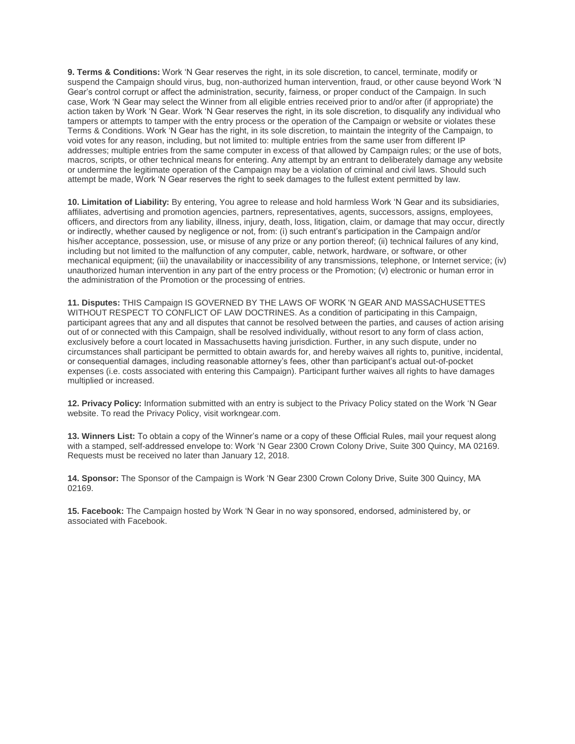**9. Terms & Conditions:** Work 'N Gear reserves the right, in its sole discretion, to cancel, terminate, modify or suspend the Campaign should virus, bug, non-authorized human intervention, fraud, or other cause beyond Work 'N Gear's control corrupt or affect the administration, security, fairness, or proper conduct of the Campaign. In such case, Work 'N Gear may select the Winner from all eligible entries received prior to and/or after (if appropriate) the action taken by Work 'N Gear. Work 'N Gear reserves the right, in its sole discretion, to disqualify any individual who tampers or attempts to tamper with the entry process or the operation of the Campaign or website or violates these Terms & Conditions. Work 'N Gear has the right, in its sole discretion, to maintain the integrity of the Campaign, to void votes for any reason, including, but not limited to: multiple entries from the same user from different IP addresses; multiple entries from the same computer in excess of that allowed by Campaign rules; or the use of bots, macros, scripts, or other technical means for entering. Any attempt by an entrant to deliberately damage any website or undermine the legitimate operation of the Campaign may be a violation of criminal and civil laws. Should such attempt be made, Work 'N Gear reserves the right to seek damages to the fullest extent permitted by law.

**10. Limitation of Liability:** By entering, You agree to release and hold harmless Work 'N Gear and its subsidiaries, affiliates, advertising and promotion agencies, partners, representatives, agents, successors, assigns, employees, officers, and directors from any liability, illness, injury, death, loss, litigation, claim, or damage that may occur, directly or indirectly, whether caused by negligence or not, from: (i) such entrant's participation in the Campaign and/or his/her acceptance, possession, use, or misuse of any prize or any portion thereof; (ii) technical failures of any kind, including but not limited to the malfunction of any computer, cable, network, hardware, or software, or other mechanical equipment; (iii) the unavailability or inaccessibility of any transmissions, telephone, or Internet service; (iv) unauthorized human intervention in any part of the entry process or the Promotion; (v) electronic or human error in the administration of the Promotion or the processing of entries.

**11. Disputes:** THIS Campaign IS GOVERNED BY THE LAWS OF WORK 'N GEAR AND MASSACHUSETTES WITHOUT RESPECT TO CONFLICT OF LAW DOCTRINES. As a condition of participating in this Campaign, participant agrees that any and all disputes that cannot be resolved between the parties, and causes of action arising out of or connected with this Campaign, shall be resolved individually, without resort to any form of class action, exclusively before a court located in Massachusetts having jurisdiction. Further, in any such dispute, under no circumstances shall participant be permitted to obtain awards for, and hereby waives all rights to, punitive, incidental, or consequential damages, including reasonable attorney's fees, other than participant's actual out-of-pocket expenses (i.e. costs associated with entering this Campaign). Participant further waives all rights to have damages multiplied or increased.

**12. Privacy Policy:** Information submitted with an entry is subject to the Privacy Policy stated on the Work 'N Gear website. To read the Privacy Policy, visit workngear.com.

**13. Winners List:** To obtain a copy of the Winner's name or a copy of these Official Rules, mail your request along with a stamped, self-addressed envelope to: Work 'N Gear 2300 Crown Colony Drive, Suite 300 Quincy, MA 02169. Requests must be received no later than January 12, 2018.

**14. Sponsor:** The Sponsor of the Campaign is Work 'N Gear 2300 Crown Colony Drive, Suite 300 Quincy, MA 02169.

**15. Facebook:** The Campaign hosted by Work 'N Gear in no way sponsored, endorsed, administered by, or associated with Facebook.